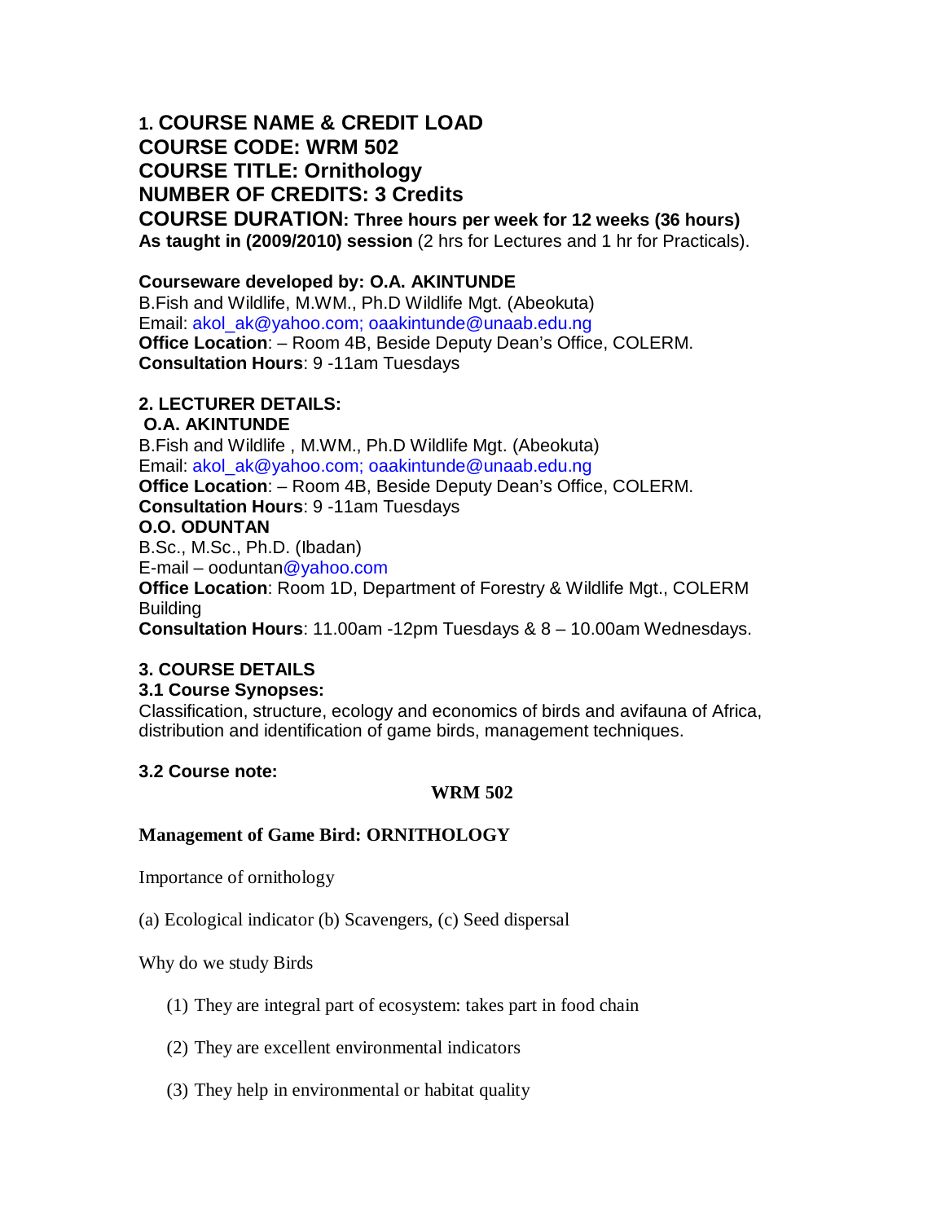## 1. COURSE NAME & CREDIT LOAD

**COURSE CODE: WRM 502**

**COURSE TITLE: Ornithology**

**NUMBER OF CREDITS: 3 Credits**

**COURSE DURATION: Three hours per week for 12 weeks (36 hours)**

**As taught in (2009/2010) session** (2 hrs for Lectures and 1 hr for Practicals).

**Courseware developed by: O.A. AKINTUNDE**

B.Fish and Wildlife, M.WM., Ph.D Wildlife Mgt. (Abeokuta)

Email: akol_ak@yahoo.com; oaakintunde@unaab.edu.ng

**Office Location**: – Room 4B, Beside Deputy Dean's Office, COLERM.

**Consultation Hours**: 9 -11am Tuesdays

## 2. LECTURER DETAILS:

**O.A. AKINTUNDE**

B.Fish and Wildlife , M.WM., Ph.D Wildlife Mgt. (Abeokuta)

Email: akol_ak@yahoo.com; oaakintunde@unaab.edu.ng

**Office Location**: – Room 4B, Beside Deputy Dean's Office, COLERM.

**Consultation Hours**: 9 -11am Tuesdays

**O.O. ODUNTAN**

B.Sc., M.Sc., Ph.D. (Ibadan)

E-mail – ooduntan@yahoo.com

**Office Location**: Room 1D, Department of Forestry & Wildlife Mgt., COLERM Building

**Consultation Hours**: 11.00am -12pm Tuesdays & 8 – 10.00am Wednesdays.

## 3. COURSE DETAILS

### 3.1 Course Synopses:

Classification, structure, ecology and economics of birds and avifauna of Africa, distribution and identification of game birds, management techniques.

### 3.2 Course note:

**WRM 502**

**Management of Game Bird: ORNITHOLOGY**

Importance of ornithology

(a) Ecological indicator (b) Scavengers, (c) Seed dispersal

Why do we study Birds

1. They are integral part of ecosystem: takes part in food chain
2. They are excellent environmental indicators
3. They help in environmental or habitat quality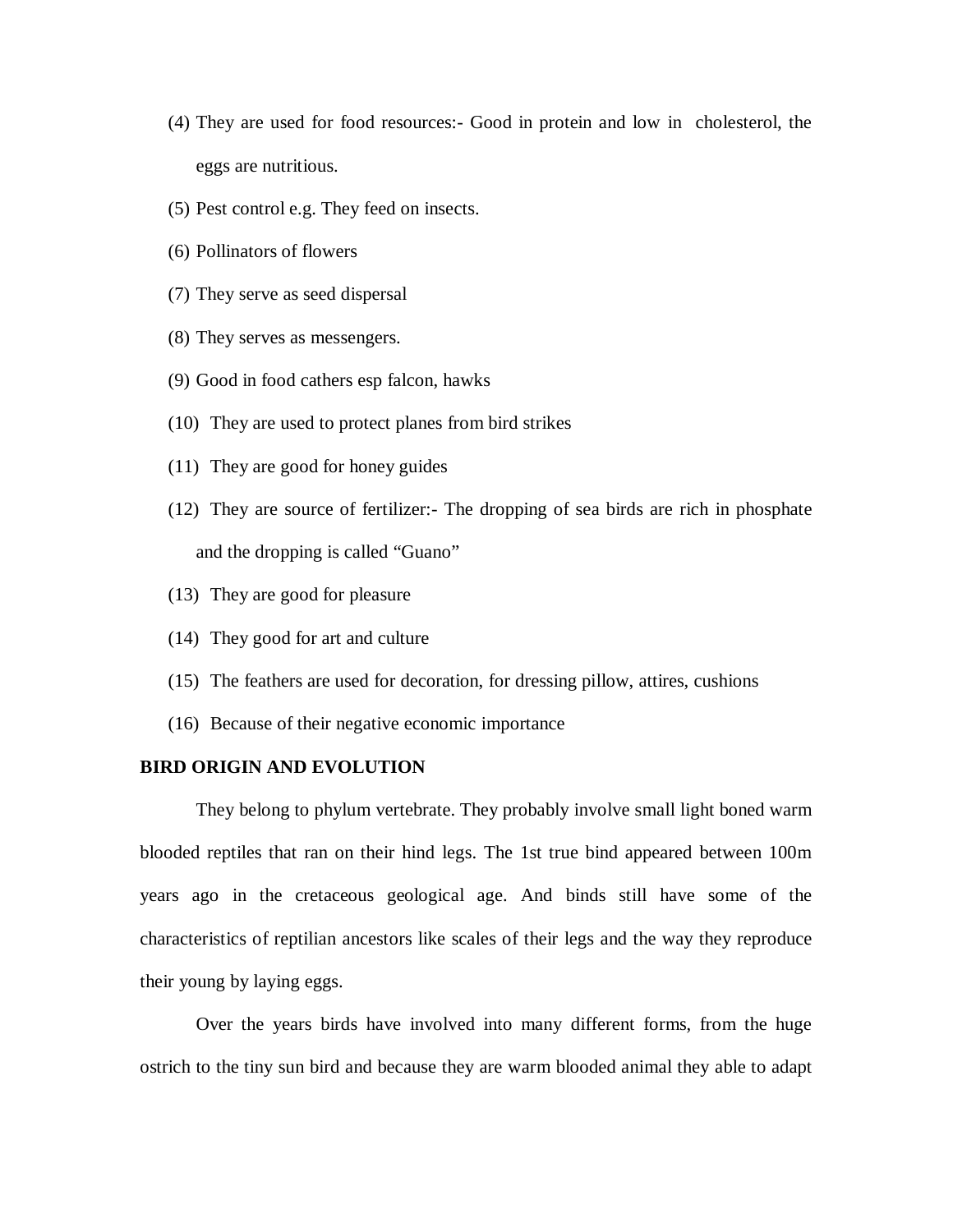(4) They are used for food resources:- Good in protein and low in cholesterol, the eggs are nutritious.

(5) Pest control e.g. They feed on insects.

(6) Pollinators of flowers

(7) They serve as seed dispersal

(8) They serves as messengers.

(9) Good in food cathers esp falcon, hawks

(10) They are used to protect planes from bird strikes

(11) They are good for honey guides

(12) They are source of fertilizer:- The dropping of sea birds are rich in phosphate and the dropping is called "Guano"

(13) They are good for pleasure

(14) They good for art and culture

(15) The feathers are used for decoration, for dressing pillow, attires, cushions

(16) Because of their negative economic importance

**BIRD ORIGIN AND EVOLUTION**

They belong to phylum vertebrate. They probably involve small light boned warm blooded reptiles that ran on their hind legs. The 1st true bind appeared between 100m years ago in the cretaceous geological age. And binds still have some of the characteristics of reptilian ancestors like scales of their legs and the way they reproduce their young by laying eggs.

Over the years birds have involved into many different forms, from the huge ostrich to the tiny sun bird and because they are warm blooded animal they able to adapt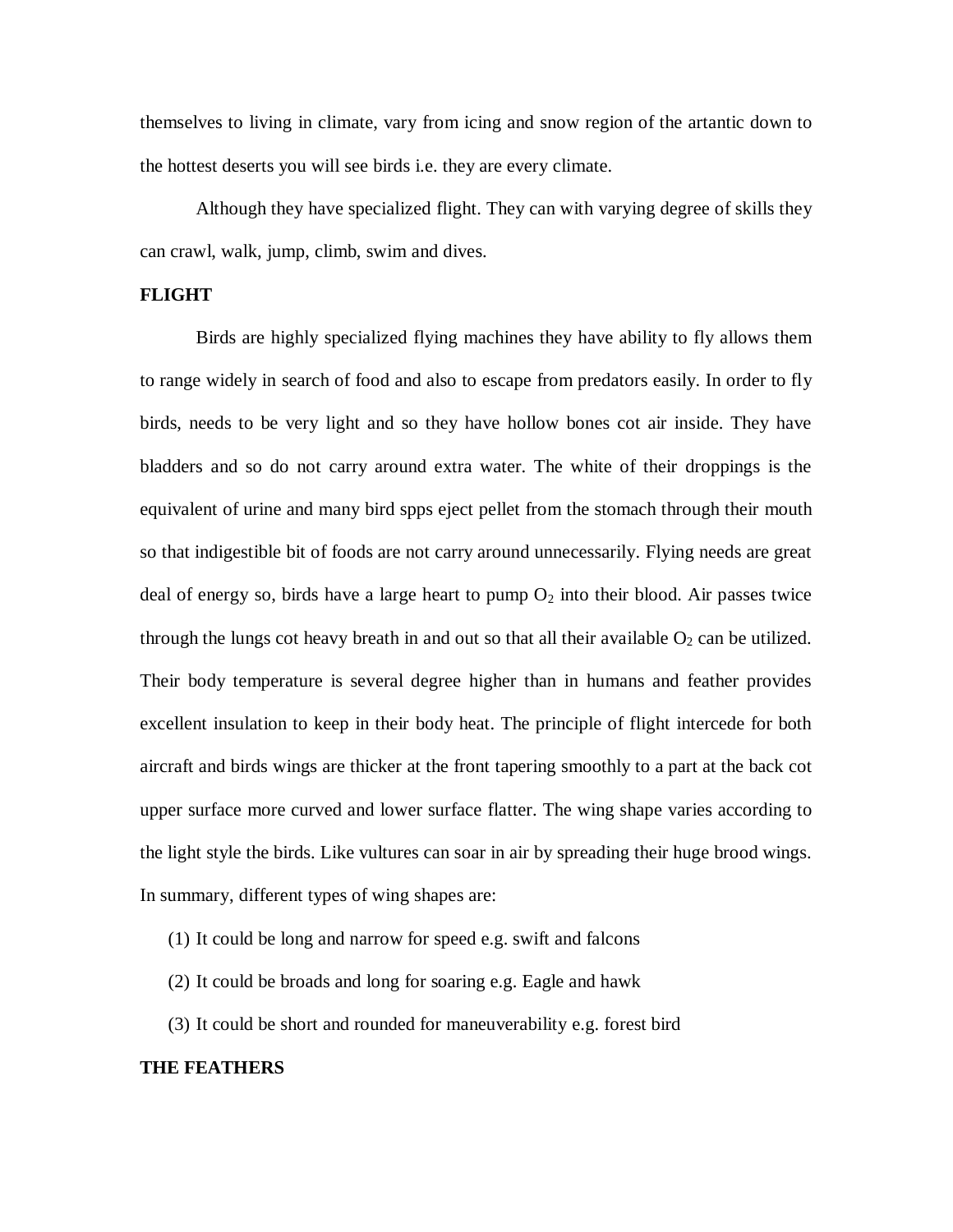themselves to living in climate, vary from icing and snow region of the artantic down to the hottest deserts you will see birds i.e. they are every climate.

Although they have specialized flight. They can with varying degree of skills they can crawl, walk, jump, climb, swim and dives.

**FLIGHT**

Birds are highly specialized flying machines they have ability to fly allows them to range widely in search of food and also to escape from predators easily. In order to fly birds, needs to be very light and so they have hollow bones cot air inside. They have bladders and so do not carry around extra water. The white of their droppings is the equivalent of urine and many bird spps eject pellet from the stomach through their mouth so that indigestible bit of foods are not carry around unnecessarily. Flying needs are great deal of energy so, birds have a large heart to pump $O_2$ into their blood. Air passes twice through the lungs cot heavy breath in and out so that all their available $O_2$ can be utilized. Their body temperature is several degree higher than in humans and feather provides excellent insulation to keep in their body heat. The principle of flight intercede for both aircraft and birds wings are thicker at the front tapering smoothly to a part at the back cot upper surface more curved and lower surface flatter. The wing shape varies according to the light style the birds. Like vultures can soar in air by spreading their huge brood wings. In summary, different types of wing shapes are:

(1) It could be long and narrow for speed e.g. swift and falcons

(2) It could be broads and long for soaring e.g. Eagle and hawk

(3) It could be short and rounded for maneuverability e.g. forest bird

**THE FEATHERS**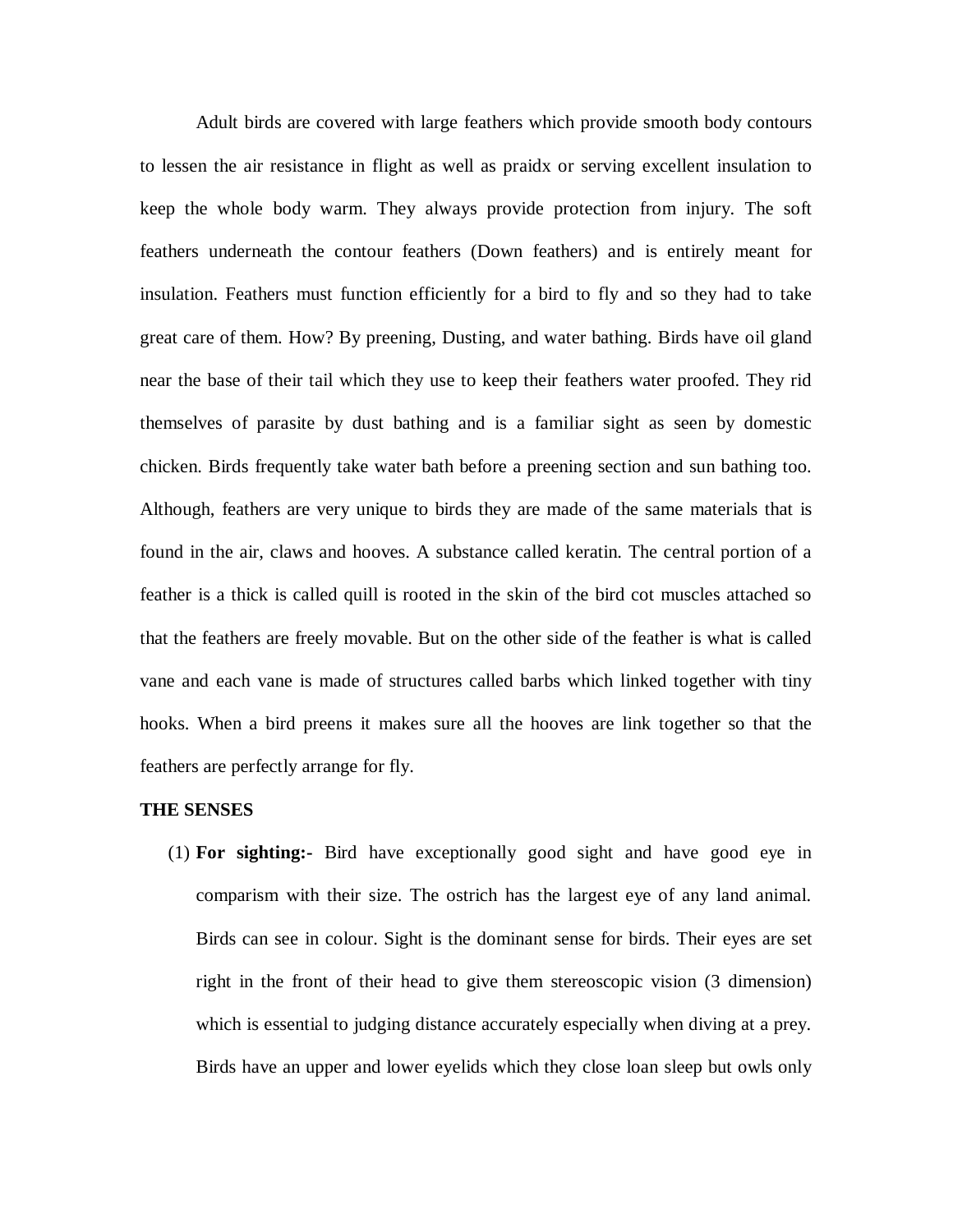Adult birds are covered with large feathers which provide smooth body contours to lessen the air resistance in flight as well as praidx or serving excellent insulation to keep the whole body warm. They always provide protection from injury. The soft feathers underneath the contour feathers (Down feathers) and is entirely meant for insulation. Feathers must function efficiently for a bird to fly and so they had to take great care of them. How? By preening, Dusting, and water bathing. Birds have oil gland near the base of their tail which they use to keep their feathers water proofed. They rid themselves of parasite by dust bathing and is a familiar sight as seen by domestic chicken. Birds frequently take water bath before a preening section and sun bathing too. Although, feathers are very unique to birds they are made of the same materials that is found in the air, claws and hooves. A substance called keratin. The central portion of a feather is a thick is called quill is rooted in the skin of the bird cot muscles attached so that the feathers are freely movable. But on the other side of the feather is what is called vane and each vane is made of structures called barbs which linked together with tiny hooks. When a bird preens it makes sure all the hooves are link together so that the feathers are perfectly arrange for fly.

**THE SENSES**

(1) **For sighting:-** Bird have exceptionally good sight and have good eye in comparism with their size. The ostrich has the largest eye of any land animal. Birds can see in colour. Sight is the dominant sense for birds. Their eyes are set right in the front of their head to give them stereoscopic vision (3 dimension) which is essential to judging distance accurately especially when diving at a prey. Birds have an upper and lower eyelids which they close loan sleep but owls only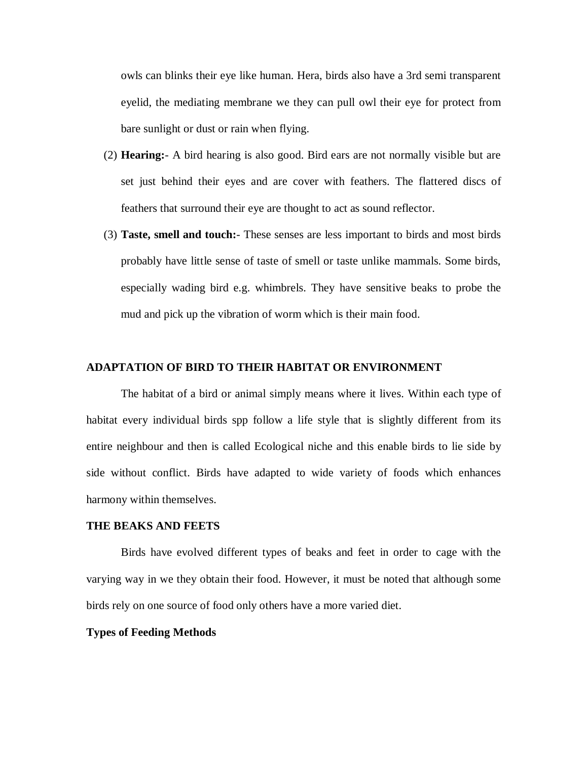owls can blinks their eye like human. Hera, birds also have a 3rd semi transparent eyelid, the mediating membrane we they can pull owl their eye for protect from bare sunlight or dust or rain when flying.

(2) **Hearing:**- A bird hearing is also good. Bird ears are not normally visible but are set just behind their eyes and are cover with feathers. The flattered discs of feathers that surround their eye are thought to act as sound reflector.

(3) **Taste, smell and touch:**- These senses are less important to birds and most birds probably have little sense of taste of smell or taste unlike mammals. Some birds, especially wading bird e.g. whimbrels. They have sensitive beaks to probe the mud and pick up the vibration of worm which is their main food.

## ADAPTATION OF BIRD TO THEIR HABITAT OR ENVIRONMENT

The habitat of a bird or animal simply means where it lives. Within each type of habitat every individual birds spp follow a life style that is slightly different from its entire neighbour and then is called Ecological niche and this enable birds to lie side by side without conflict. Birds have adapted to wide variety of foods which enhances harmony within themselves.

## THE BEAKS AND FEETS

Birds have evolved different types of beaks and feet in order to cage with the varying way in we they obtain their food. However, it must be noted that although some birds rely on one source of food only others have a more varied diet.

### Types of Feeding Methods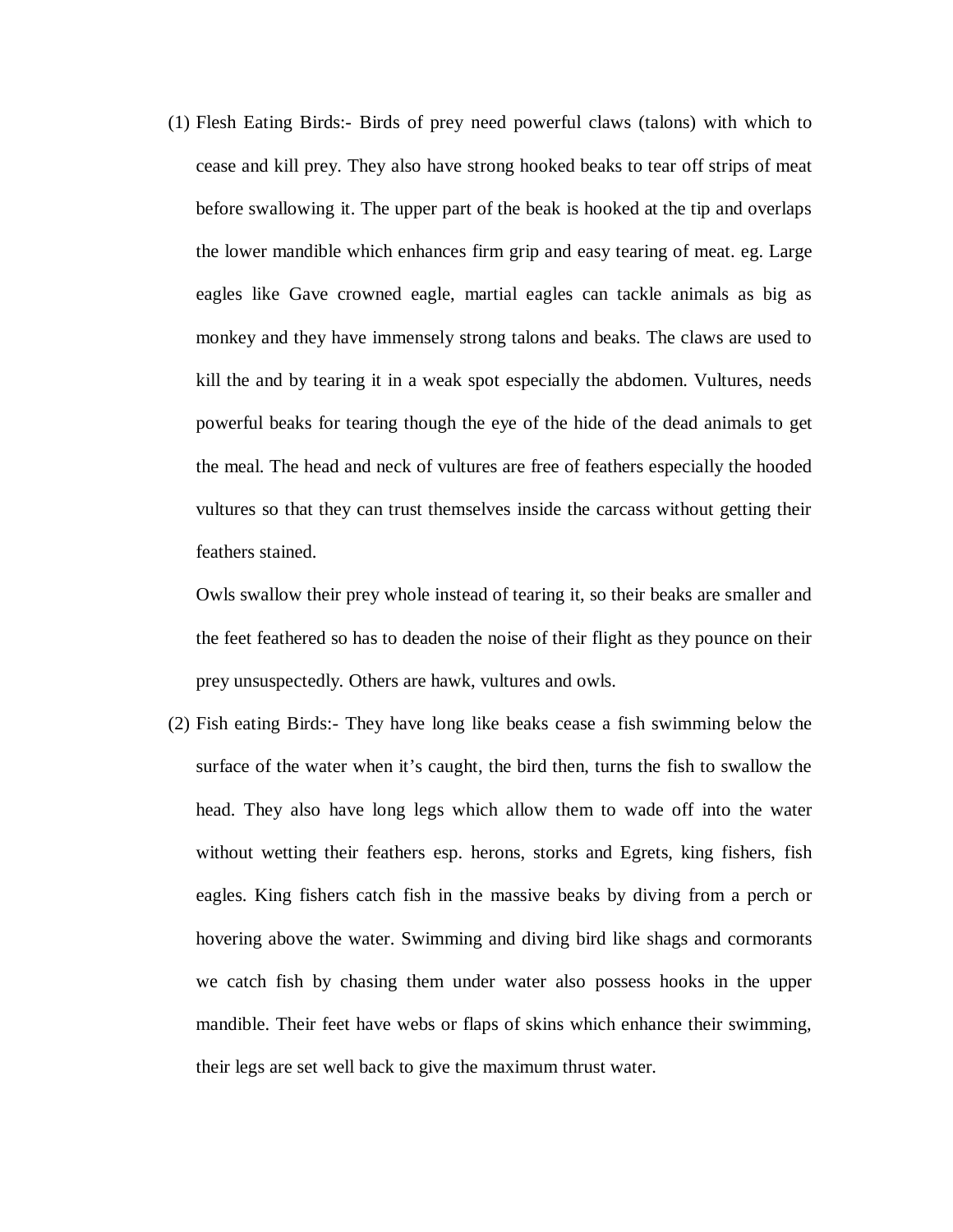(1) Flesh Eating Birds:- Birds of prey need powerful claws (talons) with which to cease and kill prey. They also have strong hooked beaks to tear off strips of meat before swallowing it. The upper part of the beak is hooked at the tip and overlaps the lower mandible which enhances firm grip and easy tearing of meat. eg. Large eagles like Gave crowned eagle, martial eagles can tackle animals as big as monkey and they have immensely strong talons and beaks. The claws are used to kill the and by tearing it in a weak spot especially the abdomen. Vultures, needs powerful beaks for tearing though the eye of the hide of the dead animals to get the meal. The head and neck of vultures are free of feathers especially the hooded vultures so that they can trust themselves inside the carcass without getting their feathers stained.

   Owls swallow their prey whole instead of tearing it, so their beaks are smaller and the feet feathered so has to deaden the noise of their flight as they pounce on their prey unsuspectedly. Others are hawk, vultures and owls.

(2) Fish eating Birds:- They have long like beaks cease a fish swimming below the surface of the water when it's caught, the bird then, turns the fish to swallow the head. They also have long legs which allow them to wade off into the water without wetting their feathers esp. herons, storks and Egrets, king fishers, fish eagles. King fishers catch fish in the massive beaks by diving from a perch or hovering above the water. Swimming and diving bird like shags and cormorants we catch fish by chasing them under water also possess hooks in the upper mandible. Their feet have webs or flaps of skins which enhance their swimming, their legs are set well back to give the maximum thrust water.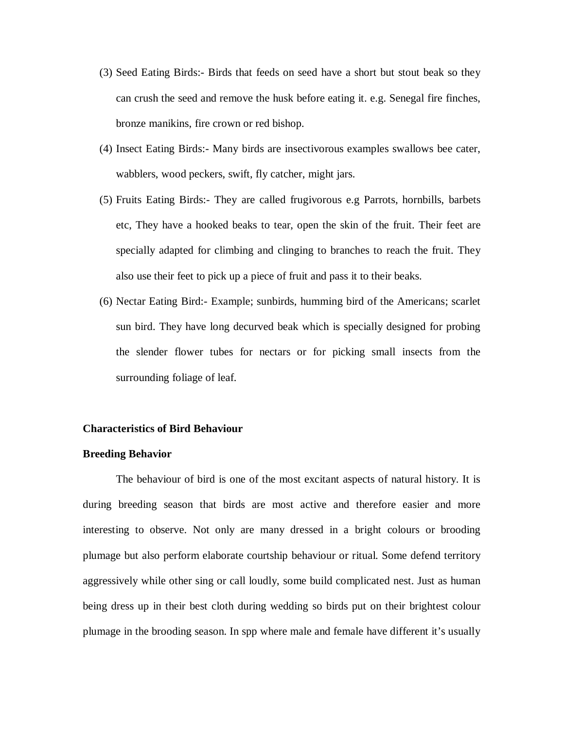(3) Seed Eating Birds:- Birds that feeds on seed have a short but stout beak so they can crush the seed and remove the husk before eating it. e.g. Senegal fire finches, bronze manikins, fire crown or red bishop.

(4) Insect Eating Birds:- Many birds are insectivorous examples swallows bee cater, wabblers, wood peckers, swift, fly catcher, might jars.

(5) Fruits Eating Birds:- They are called frugivorous e.g Parrots, hornbills, barbets etc, They have a hooked beaks to tear, open the skin of the fruit. Their feet are specially adapted for climbing and clinging to branches to reach the fruit. They also use their feet to pick up a piece of fruit and pass it to their beaks.

(6) Nectar Eating Bird:- Example; sunbirds, humming bird of the Americans; scarlet sun bird. They have long decurved beak which is specially designed for probing the slender flower tubes for nectars or for picking small insects from the surrounding foliage of leaf.

**Characteristics of Bird Behaviour**

**Breeding Behavior**

The behaviour of bird is one of the most excitant aspects of natural history. It is during breeding season that birds are most active and therefore easier and more interesting to observe. Not only are many dressed in a bright colours or brooding plumage but also perform elaborate courtship behaviour or ritual. Some defend territory aggressively while other sing or call loudly, some build complicated nest. Just as human being dress up in their best cloth during wedding so birds put on their brightest colour plumage in the brooding season. In spp where male and female have different it's usually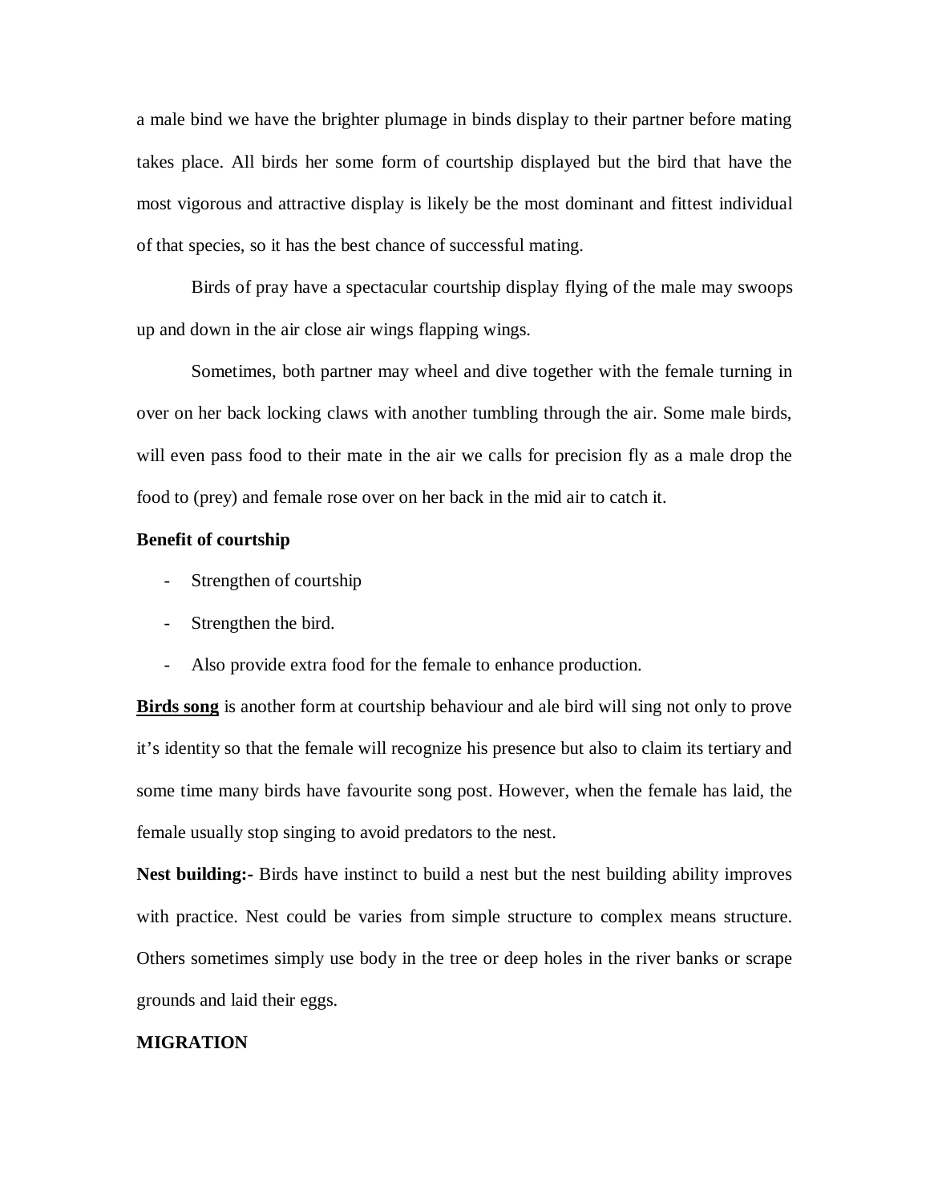a male bind we have the brighter plumage in binds display to their partner before mating takes place. All birds her some form of courtship displayed but the bird that have the most vigorous and attractive display is likely be the most dominant and fittest individual of that species, so it has the best chance of successful mating.

Birds of pray have a spectacular courtship display flying of the male may swoops up and down in the air close air wings flapping wings.

Sometimes, both partner may wheel and dive together with the female turning in over on her back locking claws with another tumbling through the air. Some male birds, will even pass food to their mate in the air we calls for precision fly as a male drop the food to (prey) and female rose over on her back in the mid air to catch it.

**Benefit of courtship**

- Strengthen of courtship
- Strengthen the bird.
- Also provide extra food for the female to enhance production.

**<u>Birds song</u>** is another form at courtship behaviour and ale bird will sing not only to prove it's identity so that the female will recognize his presence but also to claim its tertiary and some time many birds have favourite song post. However, when the female has laid, the female usually stop singing to avoid predators to the nest.

**Nest building:-** Birds have instinct to build a nest but the nest building ability improves with practice. Nest could be varies from simple structure to complex means structure. Others sometimes simply use body in the tree or deep holes in the river banks or scrape grounds and laid their eggs.

**MIGRATION**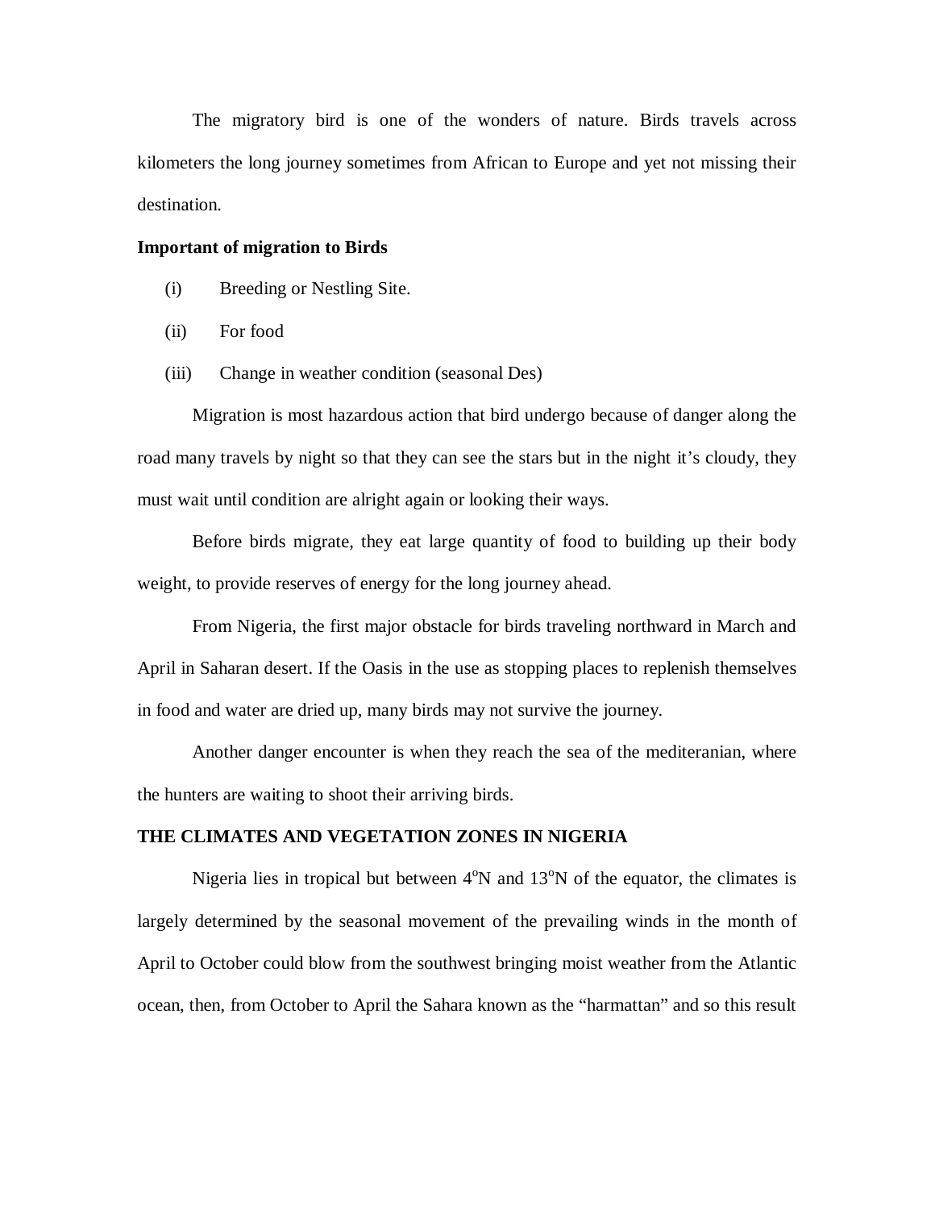The migratory bird is one of the wonders of nature. Birds travels across kilometers the long journey sometimes from African to Europe and yet not missing their destination.

**Important of migration to Birds**

(i) Breeding or Nestling Site.

(ii) For food

(iii) Change in weather condition (seasonal Des)

Migration is most hazardous action that bird undergo because of danger along the road many travels by night so that they can see the stars but in the night it's cloudy, they must wait until condition are alright again or looking their ways.

Before birds migrate, they eat large quantity of food to building up their body weight, to provide reserves of energy for the long journey ahead.

From Nigeria, the first major obstacle for birds traveling northward in March and April in Saharan desert. If the Oasis in the use as stopping places to replenish themselves in food and water are dried up, many birds may not survive the journey.

Another danger encounter is when they reach the sea of the mediteranian, where the hunters are waiting to shoot their arriving birds.

**THE CLIMATES AND VEGETATION ZONES IN NIGERIA**

Nigeria lies in tropical but between $4^{o}$N and $13^{o}$N of the equator, the climates is largely determined by the seasonal movement of the prevailing winds in the month of April to October could blow from the southwest bringing moist weather from the Atlantic ocean, then, from October to April the Sahara known as the "harmattan" and so this result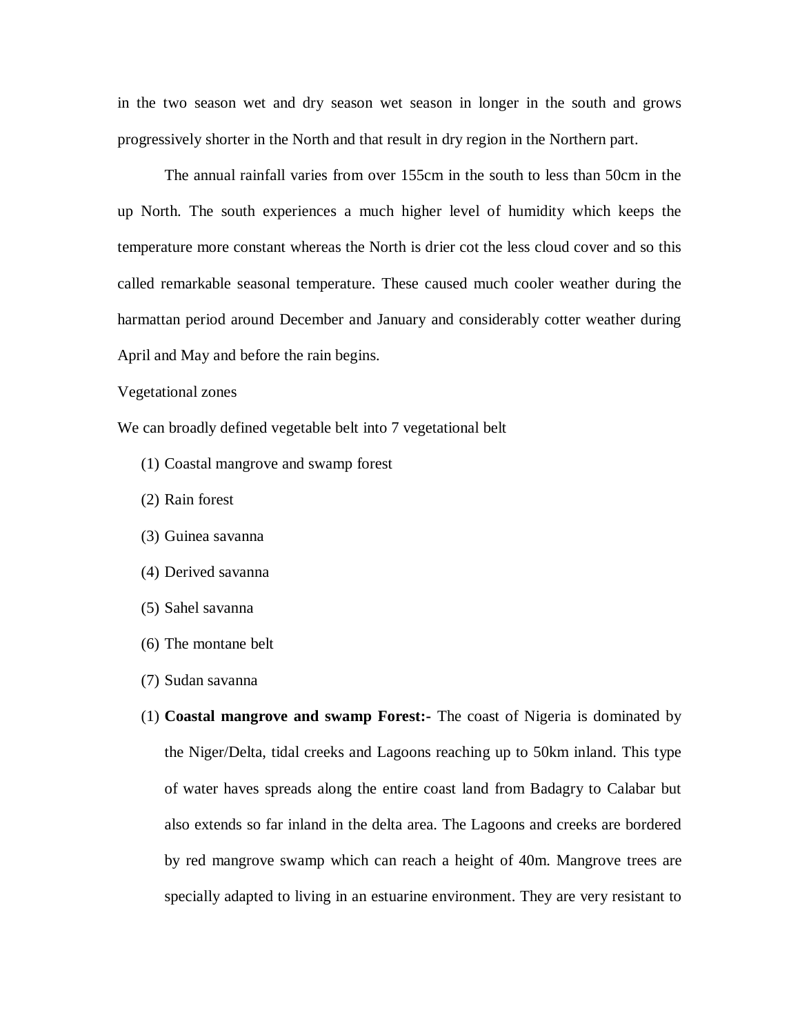in the two season wet and dry season wet season in longer in the south and grows progressively shorter in the North and that result in dry region in the Northern part.

The annual rainfall varies from over 155cm in the south to less than 50cm in the up North. The south experiences a much higher level of humidity which keeps the temperature more constant whereas the North is drier cot the less cloud cover and so this called remarkable seasonal temperature. These caused much cooler weather during the harmattan period around December and January and considerably cotter weather during April and May and before the rain begins.

Vegetational zones

We can broadly defined vegetable belt into 7 vegetational belt

(1) Coastal mangrove and swamp forest
(2) Rain forest
(3) Guinea savanna
(4) Derived savanna
(5) Sahel savanna
(6) The montane belt
(7) Sudan savanna

(1) **Coastal mangrove and swamp Forest:-** The coast of Nigeria is dominated by the Niger/Delta, tidal creeks and Lagoons reaching up to 50km inland. This type of water haves spreads along the entire coast land from Badagry to Calabar but also extends so far inland in the delta area. The Lagoons and creeks are bordered by red mangrove swamp which can reach a height of 40m. Mangrove trees are specially adapted to living in an estuarine environment. They are very resistant to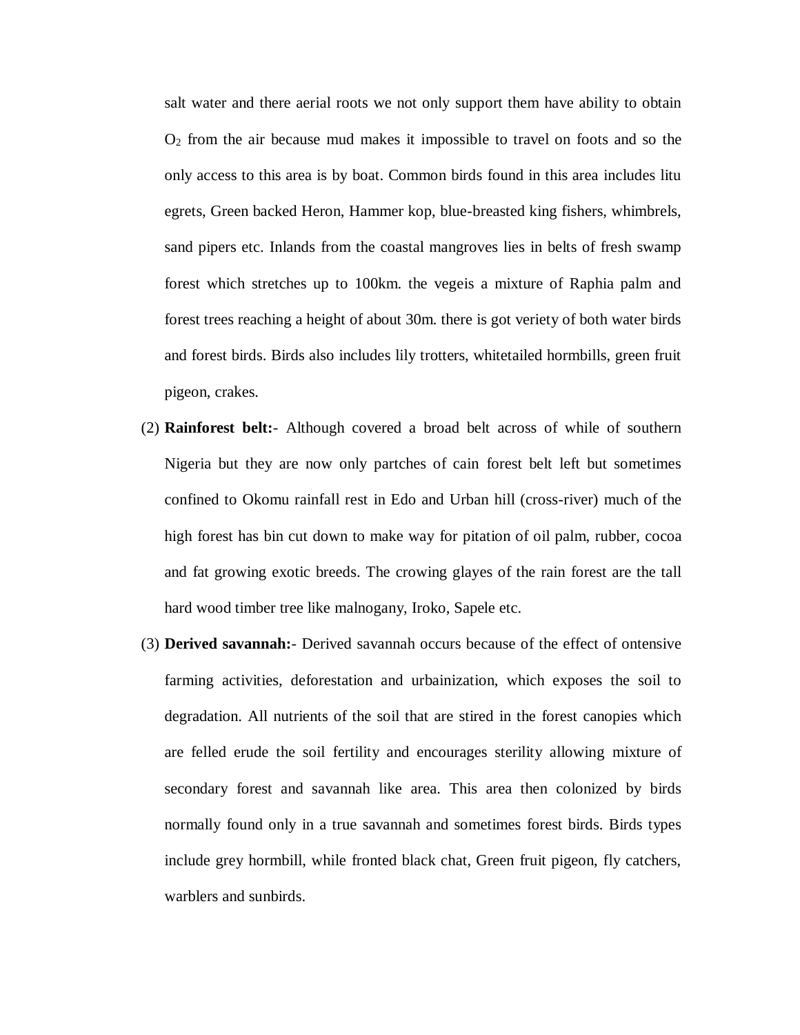salt water and there aerial roots we not only support them have ability to obtain $O_2$ from the air because mud makes it impossible to travel on foots and so the only access to this area is by boat. Common birds found in this area includes litu egrets, Green backed Heron, Hammer kop, blue-breasted king fishers, whimbrels, sand pipers etc. Inlands from the coastal mangroves lies in belts of fresh swamp forest which stretches up to 100km. the vegeis a mixture of Raphia palm and forest trees reaching a height of about 30m. there is got veriety of both water birds and forest birds. Birds also includes lily trotters, whitetailed hormbills, green fruit pigeon, crakes.

(2) **Rainforest belt:**- Although covered a broad belt across of while of southern Nigeria but they are now only partches of cain forest belt left but sometimes confined to Okomu rainfall rest in Edo and Urban hill (cross-river) much of the high forest has bin cut down to make way for pitation of oil palm, rubber, cocoa and fat growing exotic breeds. The crowing glayes of the rain forest are the tall hard wood timber tree like malnogany, Iroko, Sapele etc.

(3) **Derived savannah:**- Derived savannah occurs because of the effect of ontensive farming activities, deforestation and urbainization, which exposes the soil to degradation. All nutrients of the soil that are stired in the forest canopies which are felled erude the soil fertility and encourages sterility allowing mixture of secondary forest and savannah like area. This area then colonized by birds normally found only in a true savannah and sometimes forest birds. Birds types include grey hormbill, while fronted black chat, Green fruit pigeon, fly catchers, warblers and sunbirds.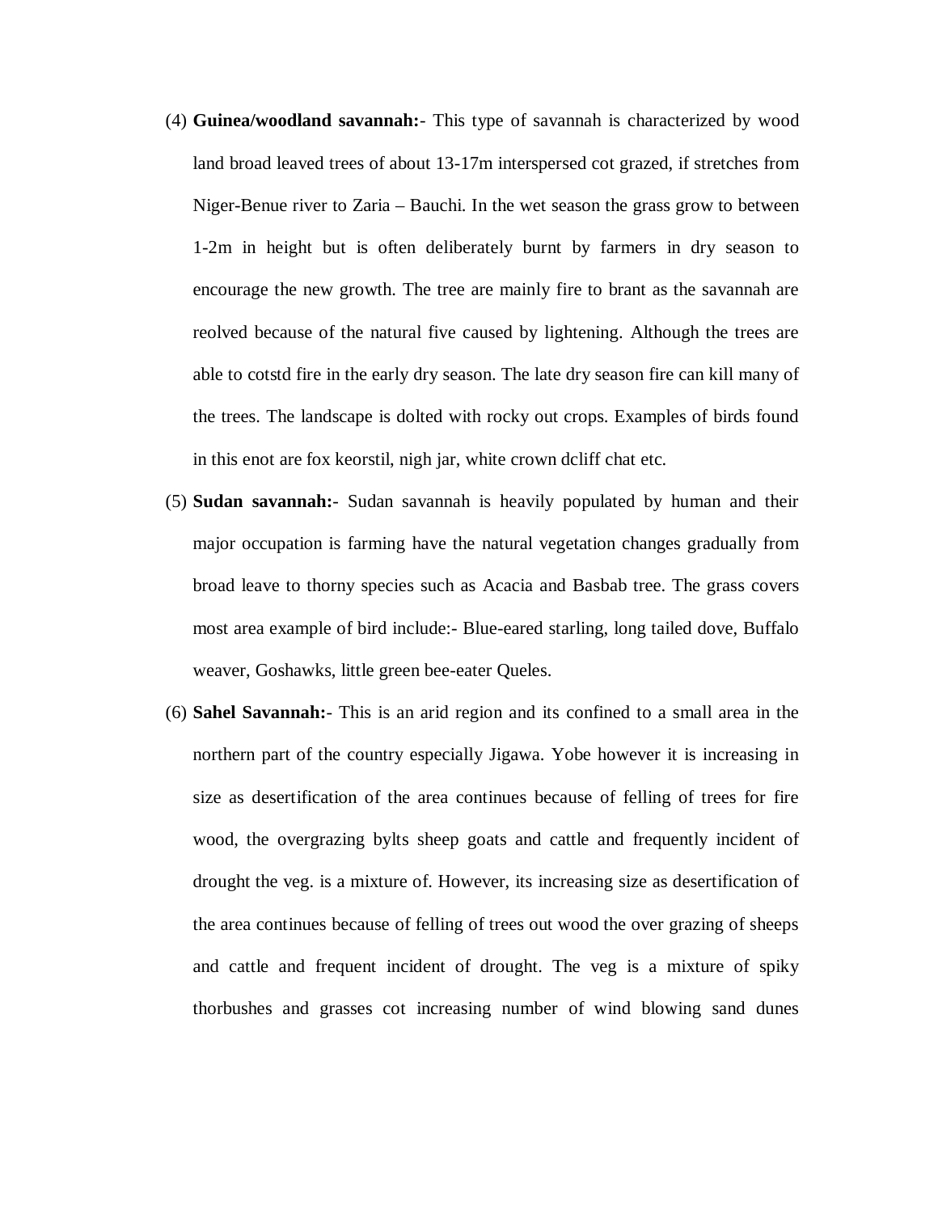(4) **Guinea/woodland savannah:**- This type of savannah is characterized by wood land broad leaved trees of about 13-17m interspersed cot grazed, if stretches from Niger-Benue river to Zaria – Bauchi. In the wet season the grass grow to between 1-2m in height but is often deliberately burnt by farmers in dry season to encourage the new growth. The tree are mainly fire to brant as the savannah are reolved because of the natural five caused by lightening. Although the trees are able to cotstd fire in the early dry season. The late dry season fire can kill many of the trees. The landscape is dolted with rocky out crops. Examples of birds found in this enot are fox keorstil, nigh jar, white crown dcliff chat etc.

(5) **Sudan savannah:**- Sudan savannah is heavily populated by human and their major occupation is farming have the natural vegetation changes gradually from broad leave to thorny species such as Acacia and Basbab tree. The grass covers most area example of bird include:- Blue-eared starling, long tailed dove, Buffalo weaver, Goshawks, little green bee-eater Queles.

(6) **Sahel Savannah:**- This is an arid region and its confined to a small area in the northern part of the country especially Jigawa. Yobe however it is increasing in size as desertification of the area continues because of felling of trees for fire wood, the overgrazing bylts sheep goats and cattle and frequently incident of drought the veg. is a mixture of. However, its increasing size as desertification of the area continues because of felling of trees out wood the over grazing of sheeps and cattle and frequent incident of drought. The veg is a mixture of spiky thorbushes and grasses cot increasing number of wind blowing sand dunes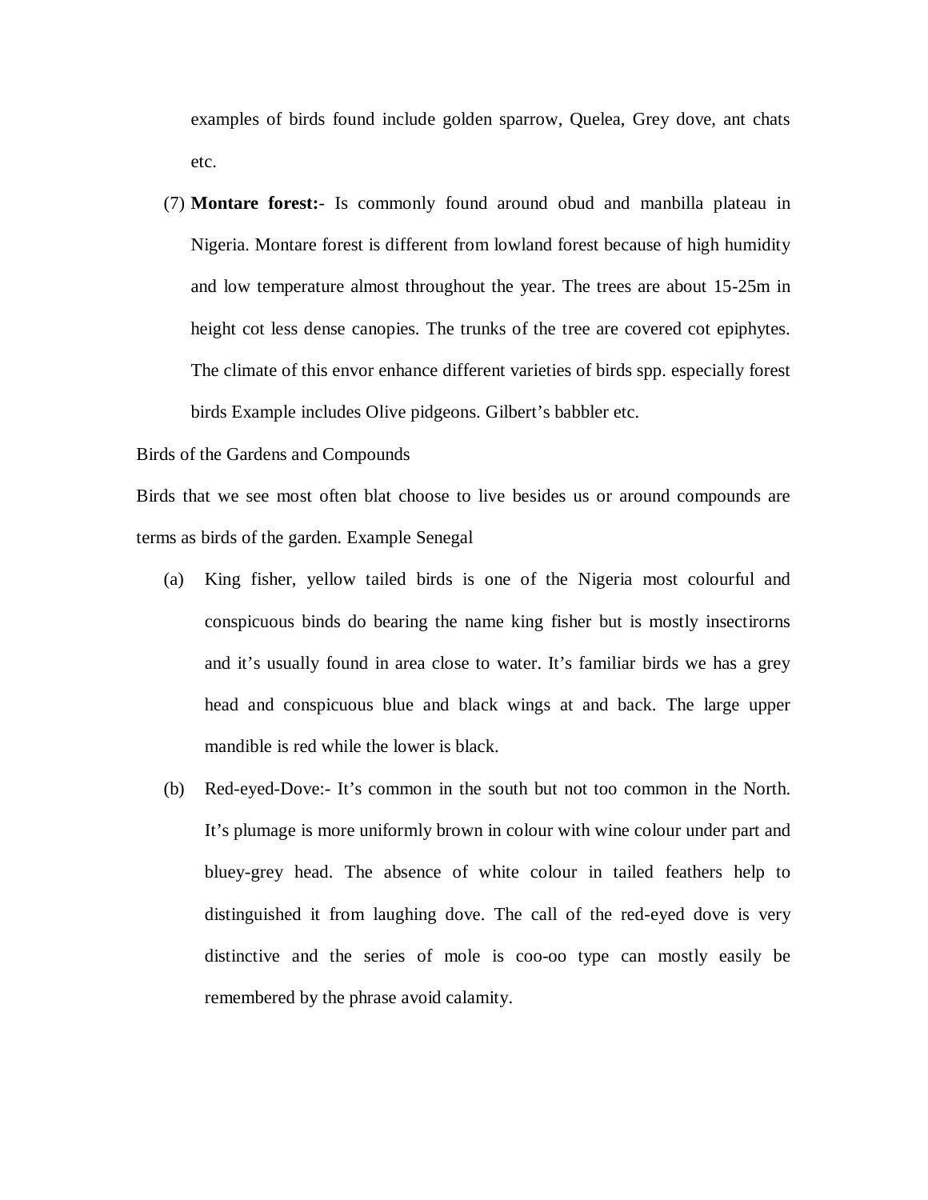examples of birds found include golden sparrow, Quelea, Grey dove, ant chats etc.

(7) **Montare forest:**- Is commonly found around obud and manbilla plateau in Nigeria. Montare forest is different from lowland forest because of high humidity and low temperature almost throughout the year. The trees are about 15-25m in height cot less dense canopies. The trunks of the tree are covered cot epiphytes. The climate of this envor enhance different varieties of birds spp. especially forest birds Example includes Olive pidgeons. Gilbert's babbler etc.

Birds of the Gardens and Compounds

Birds that we see most often blat choose to live besides us or around compounds are terms as birds of the garden. Example Senegal

(a) King fisher, yellow tailed birds is one of the Nigeria most colourful and conspicuous binds do bearing the name king fisher but is mostly insectirorns and it's usually found in area close to water. It's familiar birds we has a grey head and conspicuous blue and black wings at and back. The large upper mandible is red while the lower is black.

(b) Red-eyed-Dove:- It's common in the south but not too common in the North. It's plumage is more uniformly brown in colour with wine colour under part and bluey-grey head. The absence of white colour in tailed feathers help to distinguished it from laughing dove. The call of the red-eyed dove is very distinctive and the series of mole is coo-oo type can mostly easily be remembered by the phrase avoid calamity.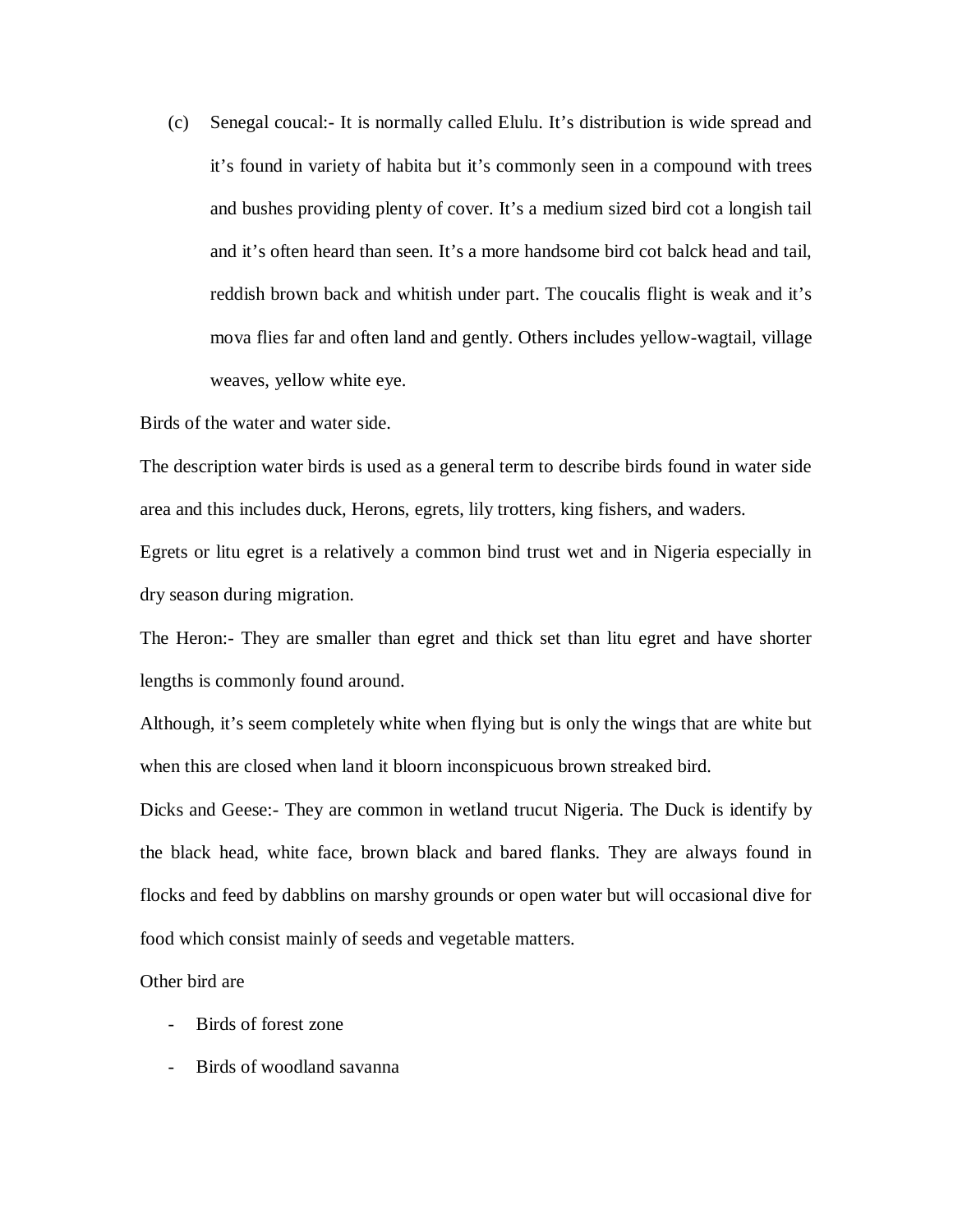(c) Senegal coucal:- It is normally called Elulu. It's distribution is wide spread and it's found in variety of habita but it's commonly seen in a compound with trees and bushes providing plenty of cover. It's a medium sized bird cot a longish tail and it's often heard than seen. It's a more handsome bird cot balck head and tail, reddish brown back and whitish under part. The coucalis flight is weak and it's mova flies far and often land and gently. Others includes yellow-wagtail, village weaves, yellow white eye.

Birds of the water and water side.

The description water birds is used as a general term to describe birds found in water side area and this includes duck, Herons, egrets, lily trotters, king fishers, and waders.

Egrets or litu egret is a relatively a common bind trust wet and in Nigeria especially in dry season during migration.

The Heron:- They are smaller than egret and thick set than litu egret and have shorter lengths is commonly found around.

Although, it's seem completely white when flying but is only the wings that are white but when this are closed when land it bloorn inconspicuous brown streaked bird.

Dicks and Geese:- They are common in wetland trucut Nigeria. The Duck is identify by the black head, white face, brown black and bared flanks. They are always found in flocks and feed by dabblins on marshy grounds or open water but will occasional dive for food which consist mainly of seeds and vegetable matters.

Other bird are

- Birds of forest zone
- Birds of woodland savanna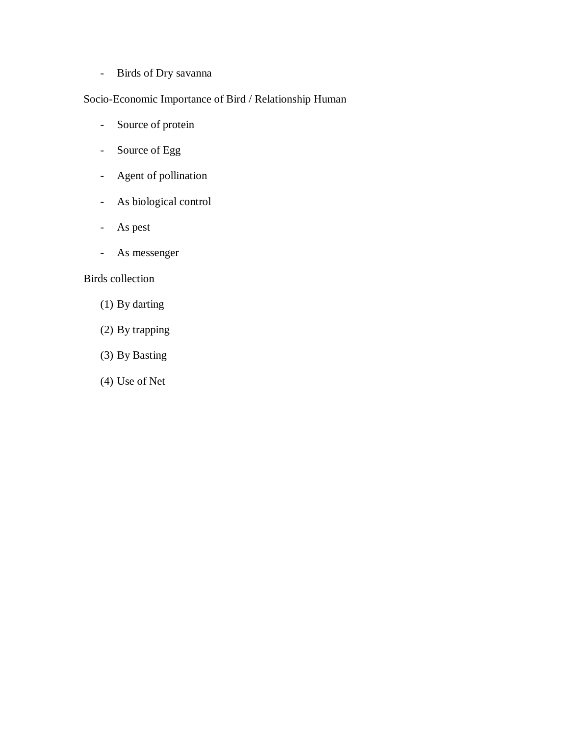- Birds of Dry savanna

Socio-Economic Importance of Bird / Relationship Human

- Source of protein
- Source of Egg
- Agent of pollination
- As biological control
- As pest
- As messenger

Birds collection

(1) By darting

(2) By trapping

(3) By Basting

(4) Use of Net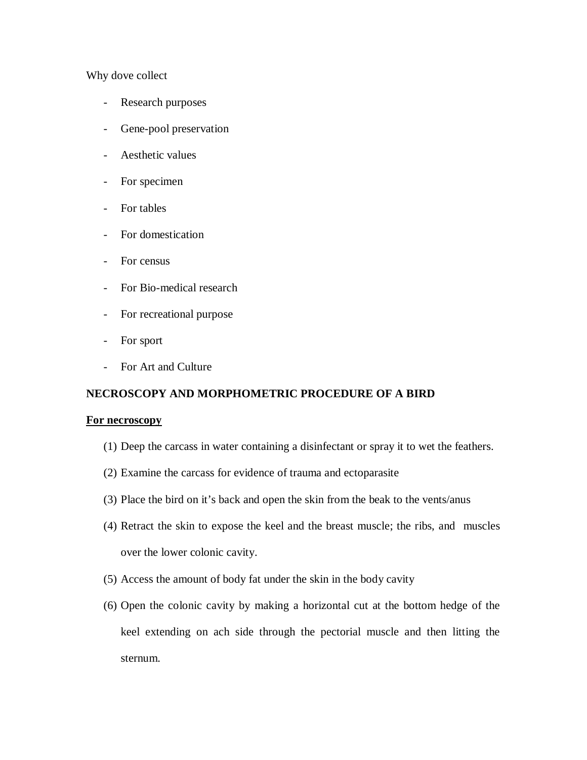Why dove collect

- Research purposes
- Gene-pool preservation
- Aesthetic values
- For specimen
- For tables
- For domestication
- For census
- For Bio-medical research
- For recreational purpose
- For sport
- For Art and Culture

**NECROSCOPY AND MORPHOMETRIC PROCEDURE OF A BIRD**

**<u>For necroscopy</u>**

(1) Deep the carcass in water containing a disinfectant or spray it to wet the feathers.

(2) Examine the carcass for evidence of trauma and ectoparasite

(3) Place the bird on it's back and open the skin from the beak to the vents/anus

(4) Retract the skin to expose the keel and the breast muscle; the ribs, and muscles over the lower colonic cavity.

(5) Access the amount of body fat under the skin in the body cavity

(6) Open the colonic cavity by making a horizontal cut at the bottom hedge of the keel extending on ach side through the pectorial muscle and then litting the sternum.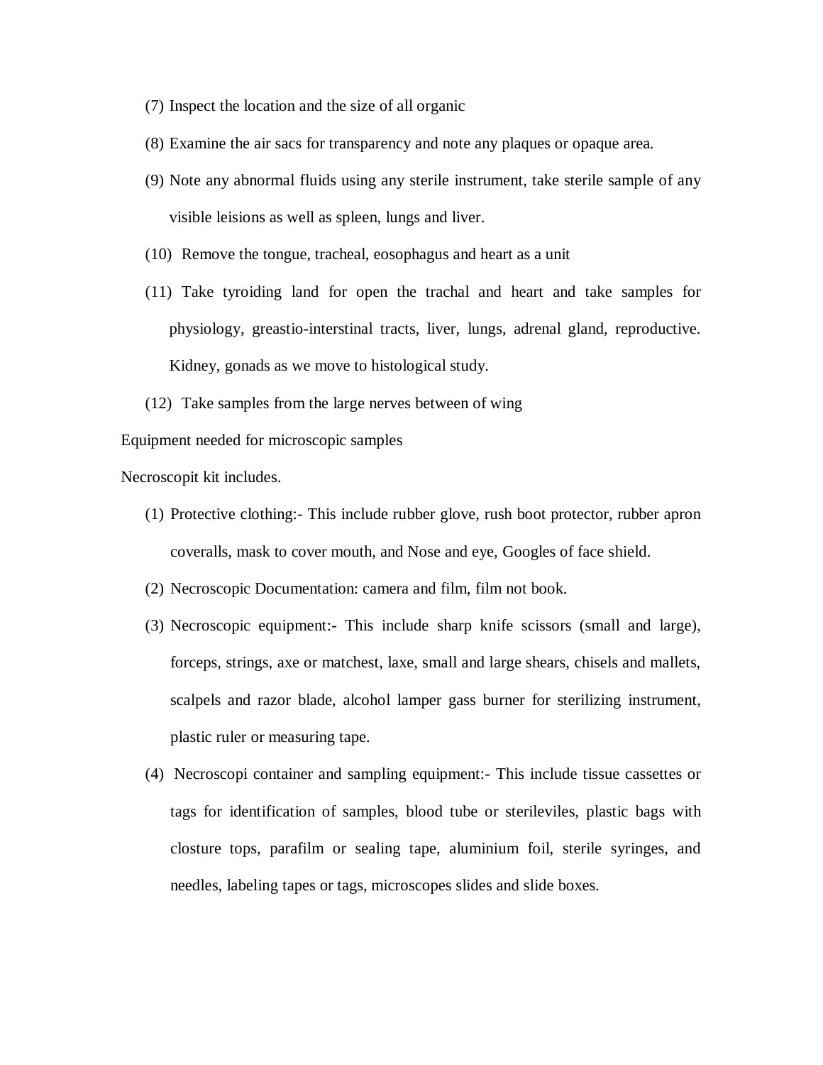(7) Inspect the location and the size of all organic

(8) Examine the air sacs for transparency and note any plaques or opaque area.

(9) Note any abnormal fluids using any sterile instrument, take sterile sample of any visible leisions as well as spleen, lungs and liver.

(10) Remove the tongue, tracheal, eosophagus and heart as a unit

(11) Take tyroiding land for open the trachal and heart and take samples for physiology, greastio-interstinal tracts, liver, lungs, adrenal gland, reproductive. Kidney, gonads as we move to histological study.

(12) Take samples from the large nerves between of wing

Equipment needed for microscopic samples

Necroscopit kit includes.

(1) Protective clothing:- This include rubber glove, rush boot protector, rubber apron coveralls, mask to cover mouth, and Nose and eye, Googles of face shield.

(2) Necroscopic Documentation: camera and film, film not book.

(3) Necroscopic equipment:- This include sharp knife scissors (small and large), forceps, strings, axe or matchest, laxe, small and large shears, chisels and mallets, scalpels and razor blade, alcohol lamper gass burner for sterilizing instrument, plastic ruler or measuring tape.

(4) Necroscopi container and sampling equipment:- This include tissue cassettes or tags for identification of samples, blood tube or sterileviles, plastic bags with closture tops, parafilm or sealing tape, aluminium foil, sterile syringes, and needles, labeling tapes or tags, microscopes slides and slide boxes.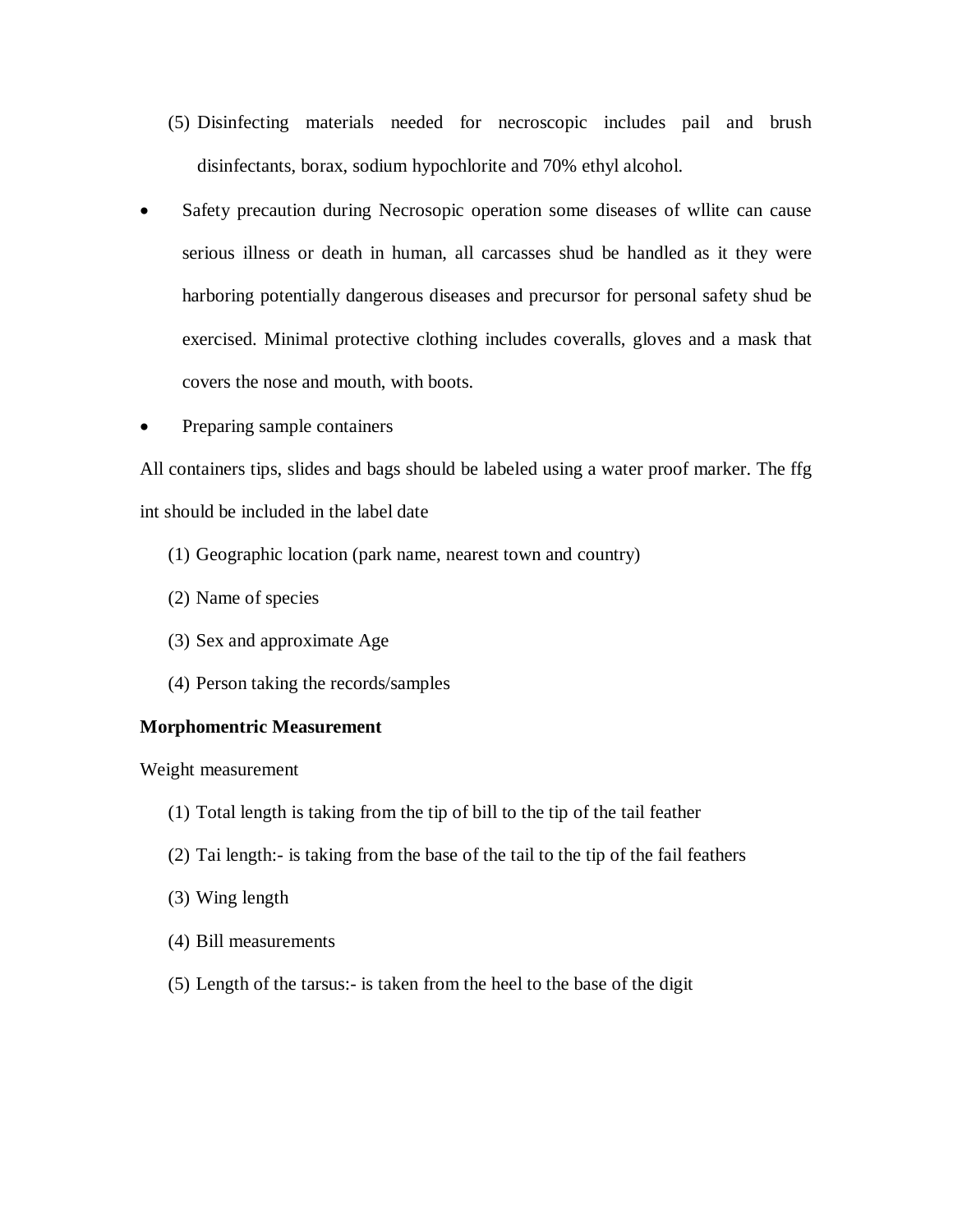(5) Disinfecting materials needed for necroscopic includes pail and brush disinfectants, borax, sodium hypochlorite and 70% ethyl alcohol.

- Safety precaution during Necrosopic operation some diseases of wllite can cause serious illness or death in human, all carcasses shud be handled as it they were harboring potentially dangerous diseases and precursor for personal safety shud be exercised. Minimal protective clothing includes coveralls, gloves and a mask that covers the nose and mouth, with boots.
- Preparing sample containers

All containers tips, slides and bags should be labeled using a water proof marker. The ffg int should be included in the label date

(1) Geographic location (park name, nearest town and country)

(2) Name of species

(3) Sex and approximate Age

(4) Person taking the records/samples

**Morphomentric Measurement**

Weight measurement

(1) Total length is taking from the tip of bill to the tip of the tail feather

(2) Tai length:- is taking from the base of the tail to the tip of the fail feathers

(3) Wing length

(4) Bill measurements

(5) Length of the tarsus:- is taken from the heel to the base of the digit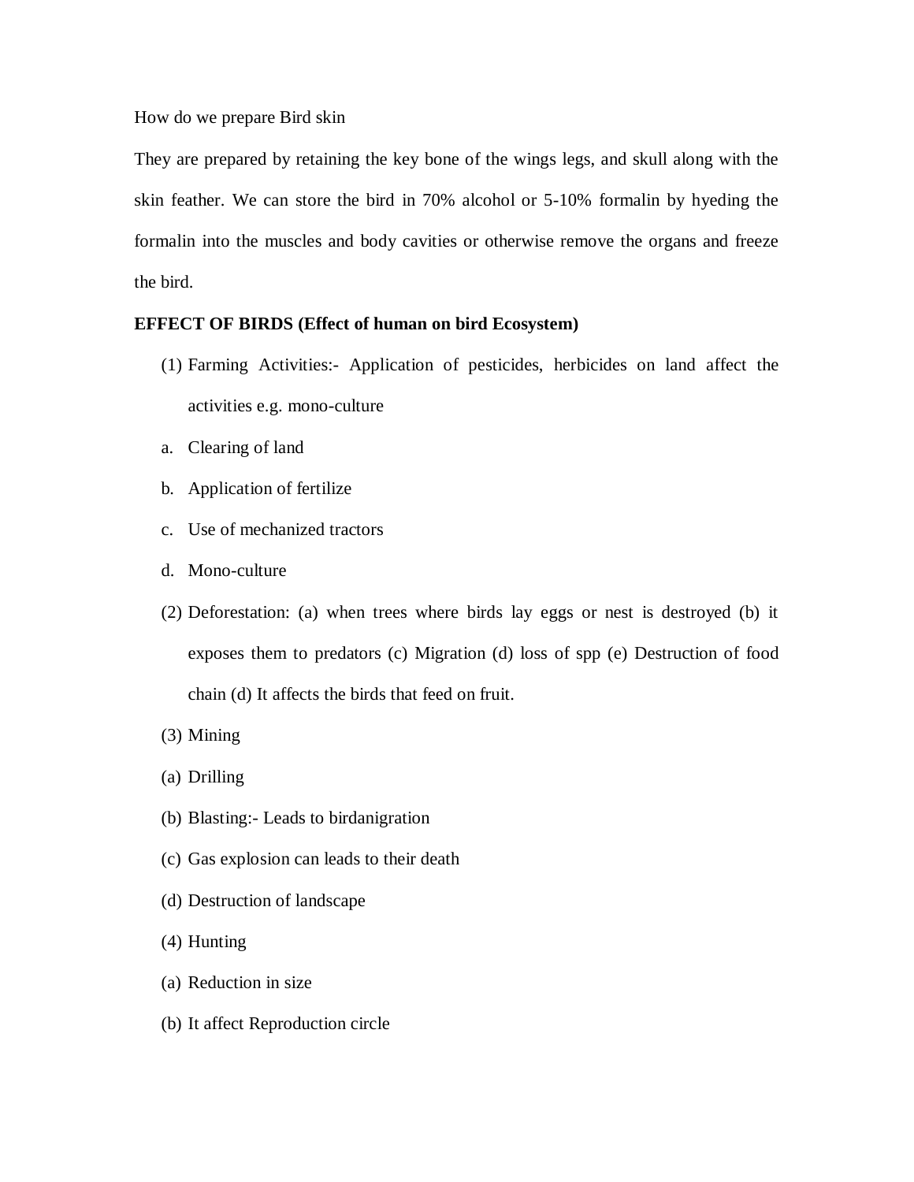How do we prepare Bird skin

They are prepared by retaining the key bone of the wings legs, and skull along with the skin feather. We can store the bird in 70% alcohol or 5-10% formalin by hyeding the formalin into the muscles and body cavities or otherwise remove the organs and freeze the bird.

**EFFECT OF BIRDS (Effect of human on bird Ecosystem)**

(1) Farming Activities:- Application of pesticides, herbicides on land affect the activities e.g. mono-culture

a. Clearing of land

b. Application of fertilize

c. Use of mechanized tractors

d. Mono-culture

(2) Deforestation: (a) when trees where birds lay eggs or nest is destroyed (b) it exposes them to predators (c) Migration (d) loss of spp (e) Destruction of food chain (d) It affects the birds that feed on fruit.

(3) Mining

(a) Drilling

(b) Blasting:- Leads to birdanigration

(c) Gas explosion can leads to their death

(d) Destruction of landscape

(4) Hunting

(a) Reduction in size

(b) It affect Reproduction circle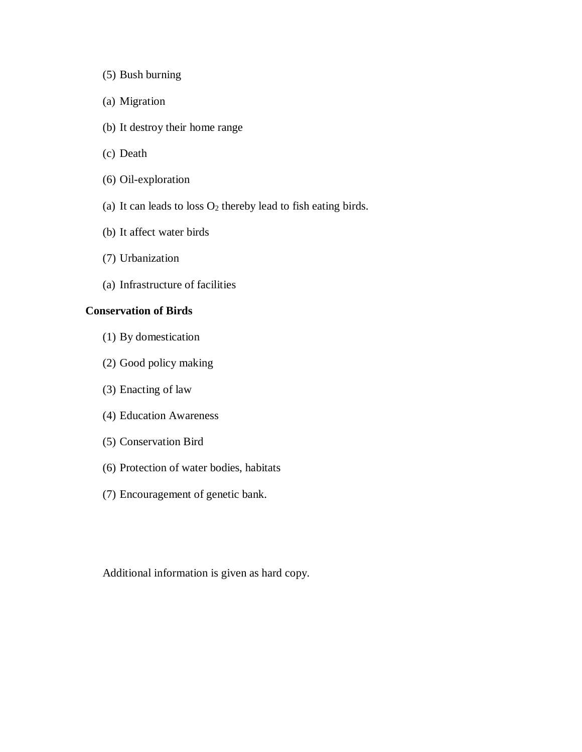(5) Bush burning

(a) Migration

(b) It destroy their home range

(c) Death

(6) Oil-exploration

(a) It can leads to loss $O_2$ thereby lead to fish eating birds.

(b) It affect water birds

(7) Urbanization

(a) Infrastructure of facilities

**Conservation of Birds**

(1) By domestication

(2) Good policy making

(3) Enacting of law

(4) Education Awareness

(5) Conservation Bird

(6) Protection of water bodies, habitats

(7) Encouragement of genetic bank.

Additional information is given as hard copy.